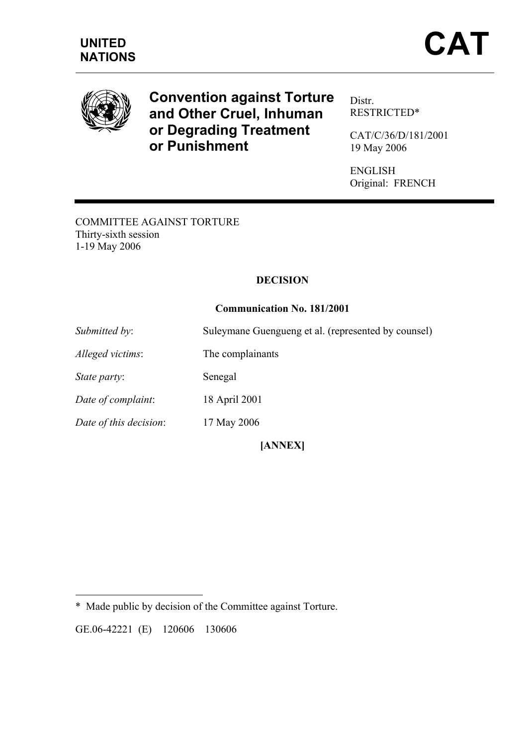**UNITED NATIONS**

# CAT

## Convention against Torture and Other Cruel, Inhuman or Degrading Treatment or Punishment

Distr.
RESTRICTED*

CAT/C/36/D/181/2001
19 May 2006

ENGLISH
Original: FRENCH

COMMITTEE AGAINST TORTURE
Thirty-sixth session
1-19 May 2006

**DECISION**

**Communication No. 181/2001**

| | |
|---|---|
| *Submitted by*: | Suleymane Guengueng et al. (represented by counsel) |
| *Alleged victims*: | The complainants |
| *State party*: | Senegal |
| *Date of complaint*: | 18 April 2001 |
| *Date of this decision*: | 17 May 2006 |

**[ANNEX]**

* Made public by decision of the Committee against Torture.

GE.06-42221 (E) 120606 130606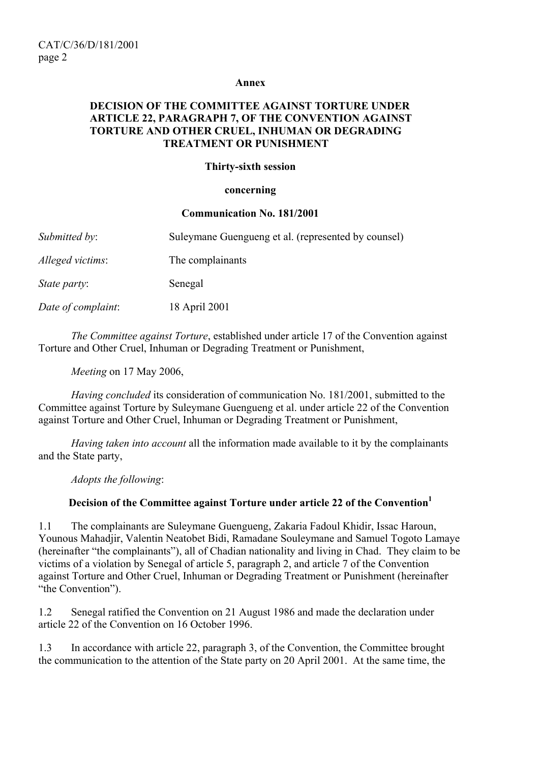**Annex**

**DECISION OF THE COMMITTEE AGAINST TORTURE UNDER ARTICLE 22, PARAGRAPH 7, OF THE CONVENTION AGAINST TORTURE AND OTHER CRUEL, INHUMAN OR DEGRADING TREATMENT OR PUNISHMENT**

**Thirty-sixth session**

**concerning**

**Communication No. 181/2001**

| | |
|---|---|
| *Submitted by*: | Suleymane Guengueng et al. (represented by counsel) |
| *Alleged victims*: | The complainants |
| *State party*: | Senegal |
| *Date of complaint*: | 18 April 2001 |

*The Committee against Torture*, established under article 17 of the Convention against Torture and Other Cruel, Inhuman or Degrading Treatment or Punishment,

*Meeting* on 17 May 2006,

*Having concluded* its consideration of communication No. 181/2001, submitted to the Committee against Torture by Suleymane Guengueng et al. under article 22 of the Convention against Torture and Other Cruel, Inhuman or Degrading Treatment or Punishment,

*Having taken into account* all the information made available to it by the complainants and the State party,

*Adopts the following*:

**Decision of the Committee against Torture under article 22 of the Convention[1]**

1.1 The complainants are Suleymane Guengueng, Zakaria Fadoul Khidir, Issac Haroun, Younous Mahadjir, Valentin Neatobet Bidi, Ramadane Souleymane and Samuel Togoto Lamaye (hereinafter "the complainants"), all of Chadian nationality and living in Chad. They claim to be victims of a violation by Senegal of article 5, paragraph 2, and article 7 of the Convention against Torture and Other Cruel, Inhuman or Degrading Treatment or Punishment (hereinafter "the Convention").

1.2 Senegal ratified the Convention on 21 August 1986 and made the declaration under article 22 of the Convention on 16 October 1996.

1.3 In accordance with article 22, paragraph 3, of the Convention, the Committee brought the communication to the attention of the State party on 20 April 2001. At the same time, the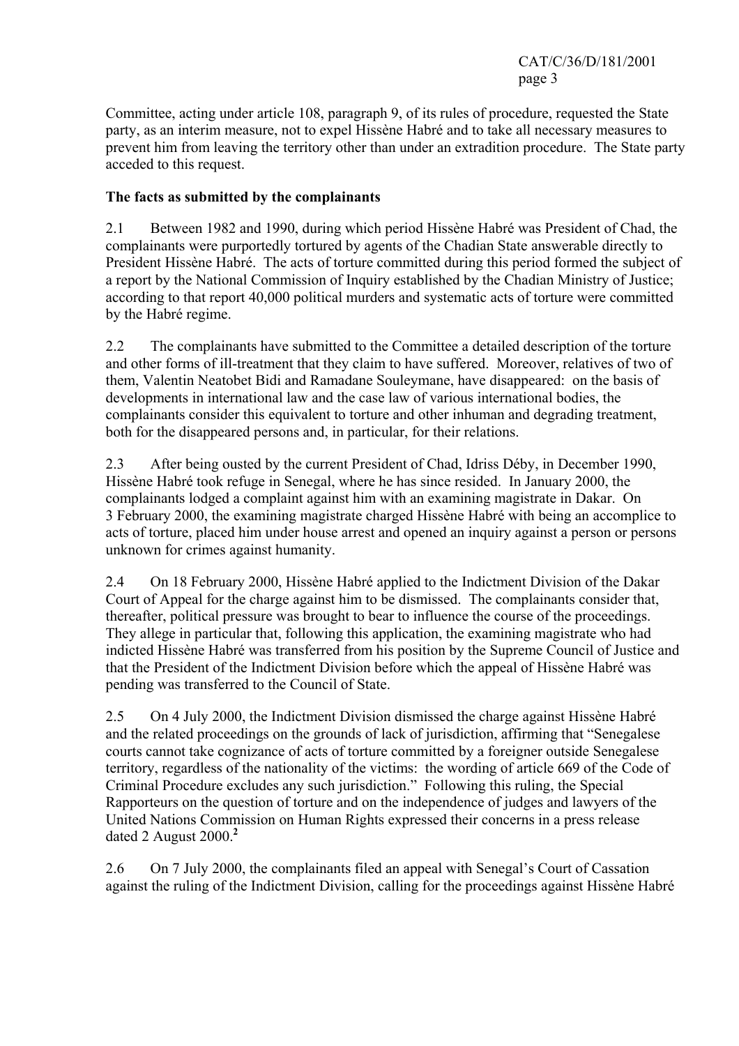Committee, acting under article 108, paragraph 9, of its rules of procedure, requested the State party, as an interim measure, not to expel Hissène Habré and to take all necessary measures to prevent him from leaving the territory other than under an extradition procedure. The State party acceded to this request.

**The facts as submitted by the complainants**

2.1 Between 1982 and 1990, during which period Hissène Habré was President of Chad, the complainants were purportedly tortured by agents of the Chadian State answerable directly to President Hissène Habré. The acts of torture committed during this period formed the subject of a report by the National Commission of Inquiry established by the Chadian Ministry of Justice; according to that report 40,000 political murders and systematic acts of torture were committed by the Habré regime.

2.2 The complainants have submitted to the Committee a detailed description of the torture and other forms of ill-treatment that they claim to have suffered. Moreover, relatives of two of them, Valentin Neatobet Bidi and Ramadane Souleymane, have disappeared: on the basis of developments in international law and the case law of various international bodies, the complainants consider this equivalent to torture and other inhuman and degrading treatment, both for the disappeared persons and, in particular, for their relations.

2.3 After being ousted by the current President of Chad, Idriss Déby, in December 1990, Hissène Habré took refuge in Senegal, where he has since resided. In January 2000, the complainants lodged a complaint against him with an examining magistrate in Dakar. On 3 February 2000, the examining magistrate charged Hissène Habré with being an accomplice to acts of torture, placed him under house arrest and opened an inquiry against a person or persons unknown for crimes against humanity.

2.4 On 18 February 2000, Hissène Habré applied to the Indictment Division of the Dakar Court of Appeal for the charge against him to be dismissed. The complainants consider that, thereafter, political pressure was brought to bear to influence the course of the proceedings. They allege in particular that, following this application, the examining magistrate who had indicted Hissène Habré was transferred from his position by the Supreme Council of Justice and that the President of the Indictment Division before which the appeal of Hissène Habré was pending was transferred to the Council of State.

2.5 On 4 July 2000, the Indictment Division dismissed the charge against Hissène Habré and the related proceedings on the grounds of lack of jurisdiction, affirming that "Senegalese courts cannot take cognizance of acts of torture committed by a foreigner outside Senegalese territory, regardless of the nationality of the victims: the wording of article 669 of the Code of Criminal Procedure excludes any such jurisdiction." Following this ruling, the Special Rapporteurs on the question of torture and on the independence of judges and lawyers of the United Nations Commission on Human Rights expressed their concerns in a press release dated 2 August 2000.[2]

2.6 On 7 July 2000, the complainants filed an appeal with Senegal's Court of Cassation against the ruling of the Indictment Division, calling for the proceedings against Hissène Habré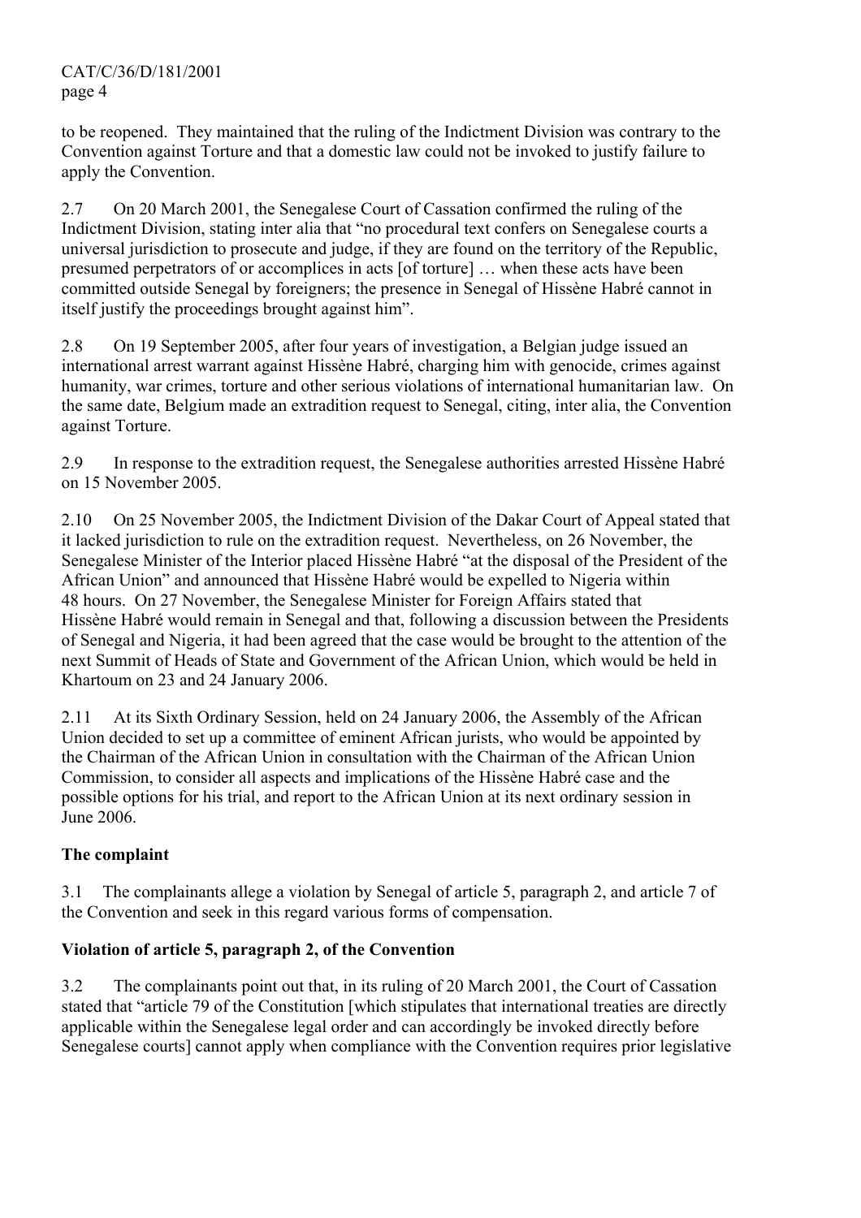to be reopened. They maintained that the ruling of the Indictment Division was contrary to the Convention against Torture and that a domestic law could not be invoked to justify failure to apply the Convention.

2.7 On 20 March 2001, the Senegalese Court of Cassation confirmed the ruling of the Indictment Division, stating inter alia that "no procedural text confers on Senegalese courts a universal jurisdiction to prosecute and judge, if they are found on the territory of the Republic, presumed perpetrators of or accomplices in acts [of torture] … when these acts have been committed outside Senegal by foreigners; the presence in Senegal of Hissène Habré cannot in itself justify the proceedings brought against him".

2.8 On 19 September 2005, after four years of investigation, a Belgian judge issued an international arrest warrant against Hissène Habré, charging him with genocide, crimes against humanity, war crimes, torture and other serious violations of international humanitarian law. On the same date, Belgium made an extradition request to Senegal, citing, inter alia, the Convention against Torture.

2.9 In response to the extradition request, the Senegalese authorities arrested Hissène Habré on 15 November 2005.

2.10 On 25 November 2005, the Indictment Division of the Dakar Court of Appeal stated that it lacked jurisdiction to rule on the extradition request. Nevertheless, on 26 November, the Senegalese Minister of the Interior placed Hissène Habré "at the disposal of the President of the African Union" and announced that Hissène Habré would be expelled to Nigeria within 48 hours. On 27 November, the Senegalese Minister for Foreign Affairs stated that Hissène Habré would remain in Senegal and that, following a discussion between the Presidents of Senegal and Nigeria, it had been agreed that the case would be brought to the attention of the next Summit of Heads of State and Government of the African Union, which would be held in Khartoum on 23 and 24 January 2006.

2.11 At its Sixth Ordinary Session, held on 24 January 2006, the Assembly of the African Union decided to set up a committee of eminent African jurists, who would be appointed by the Chairman of the African Union in consultation with the Chairman of the African Union Commission, to consider all aspects and implications of the Hissène Habré case and the possible options for his trial, and report to the African Union at its next ordinary session in June 2006.

**The complaint**

3.1 The complainants allege a violation by Senegal of article 5, paragraph 2, and article 7 of the Convention and seek in this regard various forms of compensation.

**Violation of article 5, paragraph 2, of the Convention**

3.2 The complainants point out that, in its ruling of 20 March 2001, the Court of Cassation stated that "article 79 of the Constitution [which stipulates that international treaties are directly applicable within the Senegalese legal order and can accordingly be invoked directly before Senegalese courts] cannot apply when compliance with the Convention requires prior legislative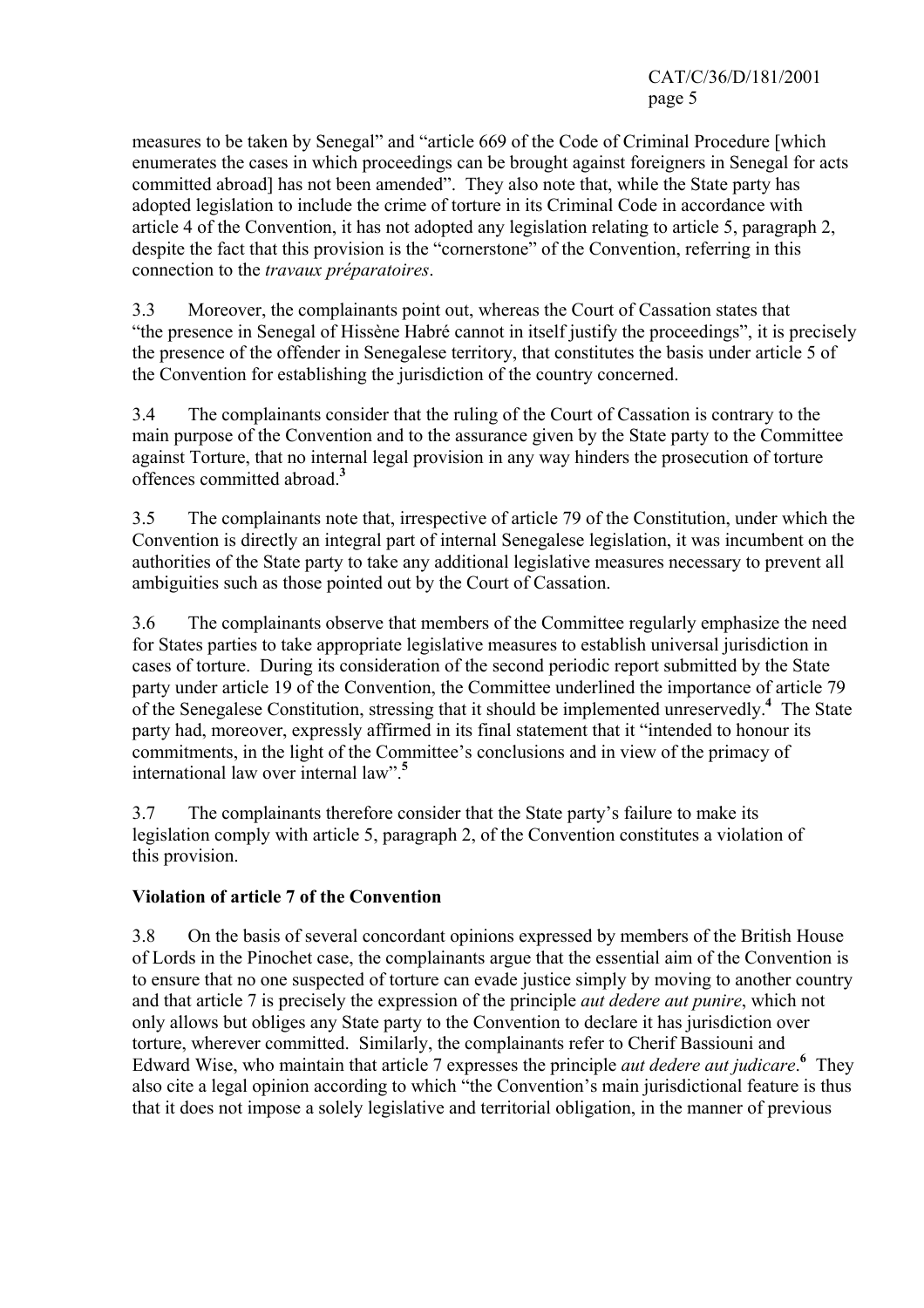measures to be taken by Senegal" and "article 669 of the Code of Criminal Procedure [which enumerates the cases in which proceedings can be brought against foreigners in Senegal for acts committed abroad] has not been amended". They also note that, while the State party has adopted legislation to include the crime of torture in its Criminal Code in accordance with article 4 of the Convention, it has not adopted any legislation relating to article 5, paragraph 2, despite the fact that this provision is the "cornerstone" of the Convention, referring in this connection to the *travaux préparatoires*.

3.3 Moreover, the complainants point out, whereas the Court of Cassation states that "the presence in Senegal of Hissène Habré cannot in itself justify the proceedings", it is precisely the presence of the offender in Senegalese territory, that constitutes the basis under article 5 of the Convention for establishing the jurisdiction of the country concerned.

3.4 The complainants consider that the ruling of the Court of Cassation is contrary to the main purpose of the Convention and to the assurance given by the State party to the Committee against Torture, that no internal legal provision in any way hinders the prosecution of torture offences committed abroad.[3]

3.5 The complainants note that, irrespective of article 79 of the Constitution, under which the Convention is directly an integral part of internal Senegalese legislation, it was incumbent on the authorities of the State party to take any additional legislative measures necessary to prevent all ambiguities such as those pointed out by the Court of Cassation.

3.6 The complainants observe that members of the Committee regularly emphasize the need for States parties to take appropriate legislative measures to establish universal jurisdiction in cases of torture. During its consideration of the second periodic report submitted by the State party under article 19 of the Convention, the Committee underlined the importance of article 79 of the Senegalese Constitution, stressing that it should be implemented unreservedly.[4] The State party had, moreover, expressly affirmed in its final statement that it "intended to honour its commitments, in the light of the Committee's conclusions and in view of the primacy of international law over internal law".[5]

3.7 The complainants therefore consider that the State party's failure to make its legislation comply with article 5, paragraph 2, of the Convention constitutes a violation of this provision.

**Violation of article 7 of the Convention**

3.8 On the basis of several concordant opinions expressed by members of the British House of Lords in the Pinochet case, the complainants argue that the essential aim of the Convention is to ensure that no one suspected of torture can evade justice simply by moving to another country and that article 7 is precisely the expression of the principle *aut dedere aut punire*, which not only allows but obliges any State party to the Convention to declare it has jurisdiction over torture, wherever committed. Similarly, the complainants refer to Cherif Bassiouni and Edward Wise, who maintain that article 7 expresses the principle *aut dedere aut judicare*.[6] They also cite a legal opinion according to which "the Convention's main jurisdictional feature is thus that it does not impose a solely legislative and territorial obligation, in the manner of previous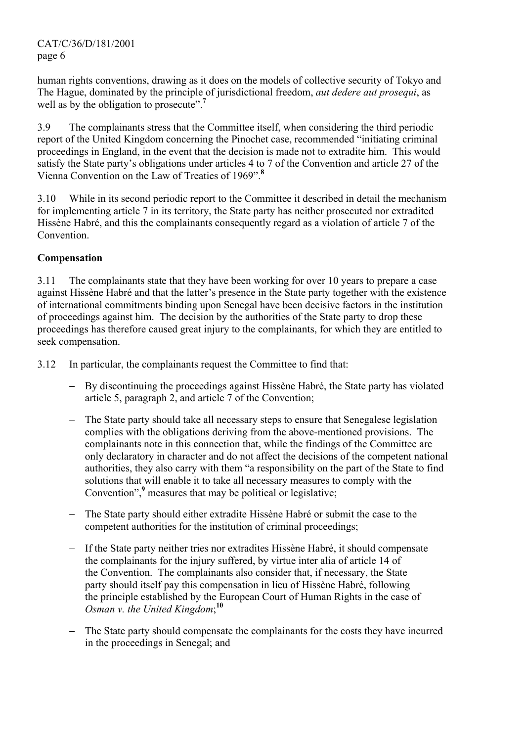human rights conventions, drawing as it does on the models of collective security of Tokyo and The Hague, dominated by the principle of jurisdictional freedom, *aut dedere aut prosequi*, as well as by the obligation to prosecute".[7]

3.9 The complainants stress that the Committee itself, when considering the third periodic report of the United Kingdom concerning the Pinochet case, recommended "initiating criminal proceedings in England, in the event that the decision is made not to extradite him. This would satisfy the State party's obligations under articles 4 to 7 of the Convention and article 27 of the Vienna Convention on the Law of Treaties of 1969".[8]

3.10 While in its second periodic report to the Committee it described in detail the mechanism for implementing article 7 in its territory, the State party has neither prosecuted nor extradited Hissène Habré, and this the complainants consequently regard as a violation of article 7 of the Convention.

**Compensation**

3.11 The complainants state that they have been working for over 10 years to prepare a case against Hissène Habré and that the latter's presence in the State party together with the existence of international commitments binding upon Senegal have been decisive factors in the institution of proceedings against him. The decision by the authorities of the State party to drop these proceedings has therefore caused great injury to the complainants, for which they are entitled to seek compensation.

3.12 In particular, the complainants request the Committee to find that:

- By discontinuing the proceedings against Hissène Habré, the State party has violated article 5, paragraph 2, and article 7 of the Convention;
- The State party should take all necessary steps to ensure that Senegalese legislation complies with the obligations deriving from the above-mentioned provisions. The complainants note in this connection that, while the findings of the Committee are only declaratory in character and do not affect the decisions of the competent national authorities, they also carry with them "a responsibility on the part of the State to find solutions that will enable it to take all necessary measures to comply with the Convention",[9] measures that may be political or legislative;
- The State party should either extradite Hissène Habré or submit the case to the competent authorities for the institution of criminal proceedings;
- If the State party neither tries nor extradites Hissène Habré, it should compensate the complainants for the injury suffered, by virtue inter alia of article 14 of the Convention. The complainants also consider that, if necessary, the State party should itself pay this compensation in lieu of Hissène Habré, following the principle established by the European Court of Human Rights in the case of *Osman v. the United Kingdom*;[10]
- The State party should compensate the complainants for the costs they have incurred in the proceedings in Senegal; and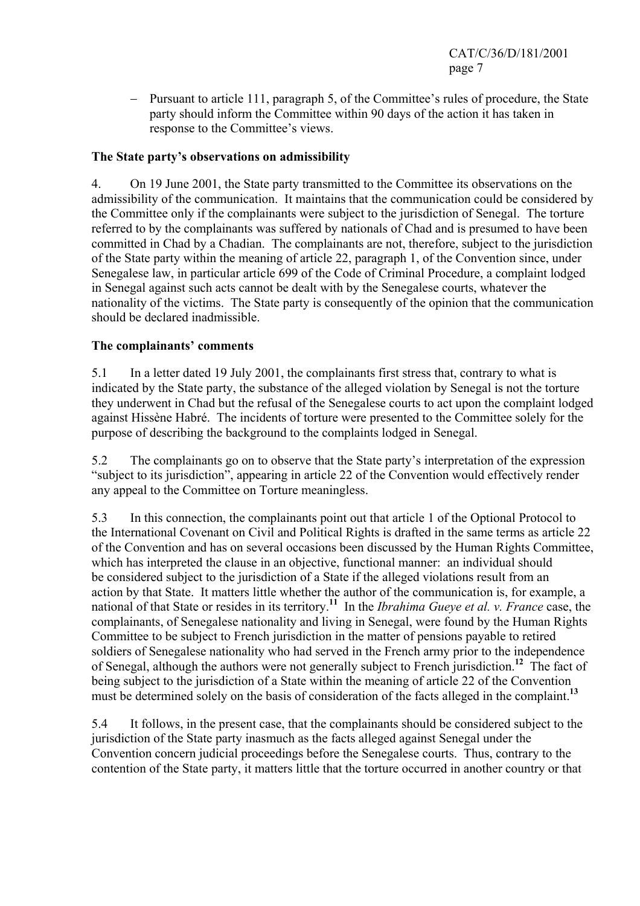- Pursuant to article 111, paragraph 5, of the Committee's rules of procedure, the State party should inform the Committee within 90 days of the action it has taken in response to the Committee's views.

**The State party's observations on admissibility**

4. On 19 June 2001, the State party transmitted to the Committee its observations on the admissibility of the communication. It maintains that the communication could be considered by the Committee only if the complainants were subject to the jurisdiction of Senegal. The torture referred to by the complainants was suffered by nationals of Chad and is presumed to have been committed in Chad by a Chadian. The complainants are not, therefore, subject to the jurisdiction of the State party within the meaning of article 22, paragraph 1, of the Convention since, under Senegalese law, in particular article 699 of the Code of Criminal Procedure, a complaint lodged in Senegal against such acts cannot be dealt with by the Senegalese courts, whatever the nationality of the victims. The State party is consequently of the opinion that the communication should be declared inadmissible.

**The complainants' comments**

5.1 In a letter dated 19 July 2001, the complainants first stress that, contrary to what is indicated by the State party, the substance of the alleged violation by Senegal is not the torture they underwent in Chad but the refusal of the Senegalese courts to act upon the complaint lodged against Hissène Habré. The incidents of torture were presented to the Committee solely for the purpose of describing the background to the complaints lodged in Senegal.

5.2 The complainants go on to observe that the State party's interpretation of the expression "subject to its jurisdiction", appearing in article 22 of the Convention would effectively render any appeal to the Committee on Torture meaningless.

5.3 In this connection, the complainants point out that article 1 of the Optional Protocol to the International Covenant on Civil and Political Rights is drafted in the same terms as article 22 of the Convention and has on several occasions been discussed by the Human Rights Committee, which has interpreted the clause in an objective, functional manner: an individual should be considered subject to the jurisdiction of a State if the alleged violations result from an action by that State. It matters little whether the author of the communication is, for example, a national of that State or resides in its territory.[11] In the *Ibrahima Gueye et al. v. France* case, the complainants, of Senegalese nationality and living in Senegal, were found by the Human Rights Committee to be subject to French jurisdiction in the matter of pensions payable to retired soldiers of Senegalese nationality who had served in the French army prior to the independence of Senegal, although the authors were not generally subject to French jurisdiction.[12] The fact of being subject to the jurisdiction of a State within the meaning of article 22 of the Convention must be determined solely on the basis of consideration of the facts alleged in the complaint.[13]

5.4 It follows, in the present case, that the complainants should be considered subject to the jurisdiction of the State party inasmuch as the facts alleged against Senegal under the Convention concern judicial proceedings before the Senegalese courts. Thus, contrary to the contention of the State party, it matters little that the torture occurred in another country or that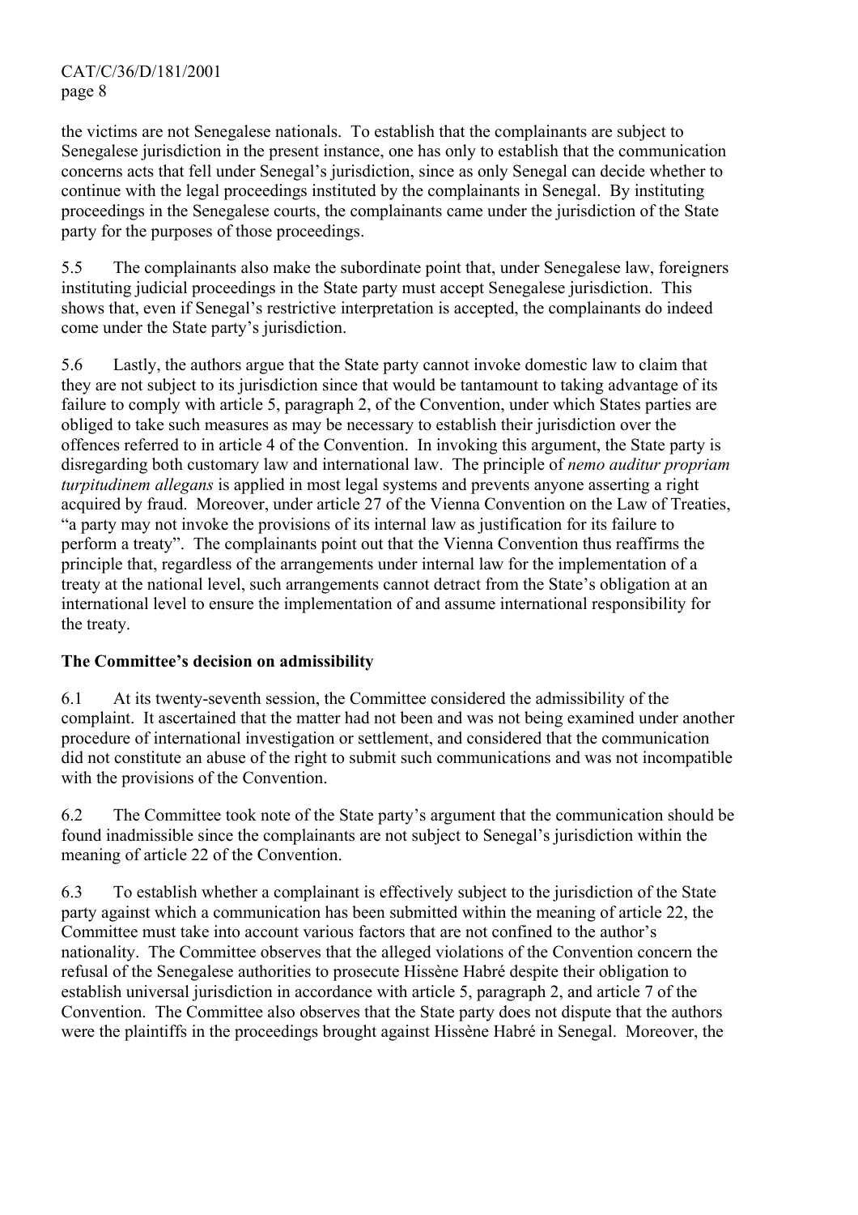the victims are not Senegalese nationals. To establish that the complainants are subject to Senegalese jurisdiction in the present instance, one has only to establish that the communication concerns acts that fell under Senegal's jurisdiction, since as only Senegal can decide whether to continue with the legal proceedings instituted by the complainants in Senegal. By instituting proceedings in the Senegalese courts, the complainants came under the jurisdiction of the State party for the purposes of those proceedings.

5.5 The complainants also make the subordinate point that, under Senegalese law, foreigners instituting judicial proceedings in the State party must accept Senegalese jurisdiction. This shows that, even if Senegal's restrictive interpretation is accepted, the complainants do indeed come under the State party's jurisdiction.

5.6 Lastly, the authors argue that the State party cannot invoke domestic law to claim that they are not subject to its jurisdiction since that would be tantamount to taking advantage of its failure to comply with article 5, paragraph 2, of the Convention, under which States parties are obliged to take such measures as may be necessary to establish their jurisdiction over the offences referred to in article 4 of the Convention. In invoking this argument, the State party is disregarding both customary law and international law. The principle of *nemo auditur propriam turpitudinem allegans* is applied in most legal systems and prevents anyone asserting a right acquired by fraud. Moreover, under article 27 of the Vienna Convention on the Law of Treaties, "a party may not invoke the provisions of its internal law as justification for its failure to perform a treaty". The complainants point out that the Vienna Convention thus reaffirms the principle that, regardless of the arrangements under internal law for the implementation of a treaty at the national level, such arrangements cannot detract from the State's obligation at an international level to ensure the implementation of and assume international responsibility for the treaty.

**The Committee's decision on admissibility**

6.1 At its twenty-seventh session, the Committee considered the admissibility of the complaint. It ascertained that the matter had not been and was not being examined under another procedure of international investigation or settlement, and considered that the communication did not constitute an abuse of the right to submit such communications and was not incompatible with the provisions of the Convention.

6.2 The Committee took note of the State party's argument that the communication should be found inadmissible since the complainants are not subject to Senegal's jurisdiction within the meaning of article 22 of the Convention.

6.3 To establish whether a complainant is effectively subject to the jurisdiction of the State party against which a communication has been submitted within the meaning of article 22, the Committee must take into account various factors that are not confined to the author's nationality. The Committee observes that the alleged violations of the Convention concern the refusal of the Senegalese authorities to prosecute Hissène Habré despite their obligation to establish universal jurisdiction in accordance with article 5, paragraph 2, and article 7 of the Convention. The Committee also observes that the State party does not dispute that the authors were the plaintiffs in the proceedings brought against Hissène Habré in Senegal. Moreover, the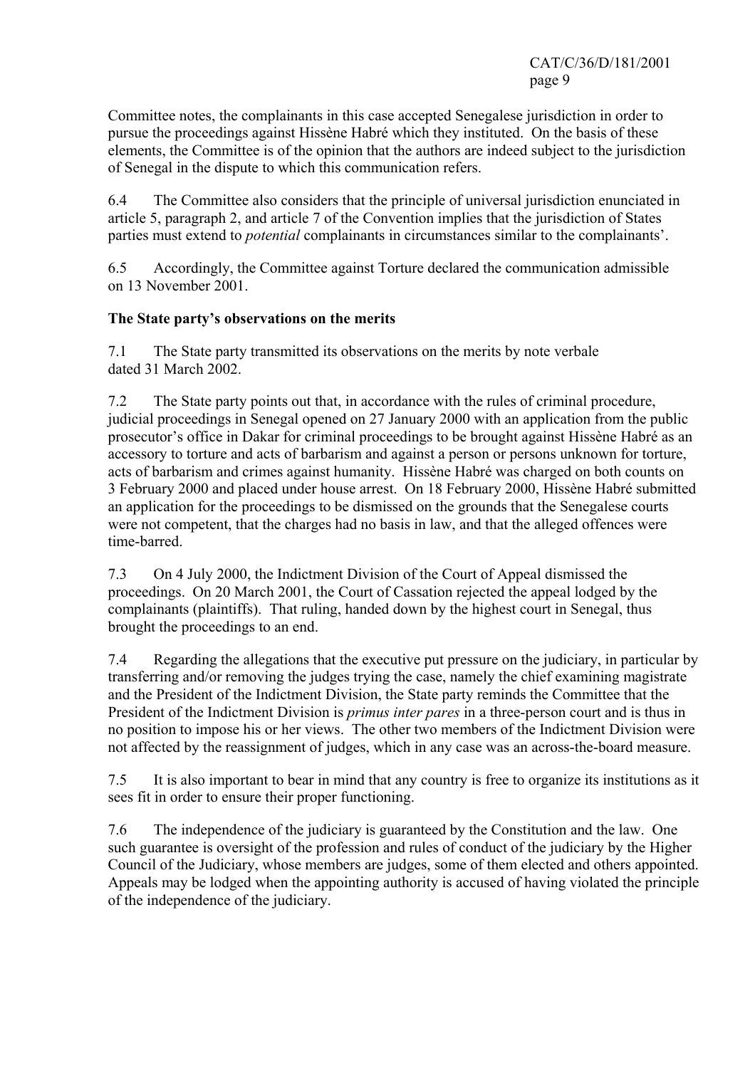Committee notes, the complainants in this case accepted Senegalese jurisdiction in order to pursue the proceedings against Hissène Habré which they instituted. On the basis of these elements, the Committee is of the opinion that the authors are indeed subject to the jurisdiction of Senegal in the dispute to which this communication refers.

6.4 The Committee also considers that the principle of universal jurisdiction enunciated in article 5, paragraph 2, and article 7 of the Convention implies that the jurisdiction of States parties must extend to *potential* complainants in circumstances similar to the complainants'.

6.5 Accordingly, the Committee against Torture declared the communication admissible on 13 November 2001.

**The State party's observations on the merits**

7.1 The State party transmitted its observations on the merits by note verbale dated 31 March 2002.

7.2 The State party points out that, in accordance with the rules of criminal procedure, judicial proceedings in Senegal opened on 27 January 2000 with an application from the public prosecutor's office in Dakar for criminal proceedings to be brought against Hissène Habré as an accessory to torture and acts of barbarism and against a person or persons unknown for torture, acts of barbarism and crimes against humanity. Hissène Habré was charged on both counts on 3 February 2000 and placed under house arrest. On 18 February 2000, Hissène Habré submitted an application for the proceedings to be dismissed on the grounds that the Senegalese courts were not competent, that the charges had no basis in law, and that the alleged offences were time-barred.

7.3 On 4 July 2000, the Indictment Division of the Court of Appeal dismissed the proceedings. On 20 March 2001, the Court of Cassation rejected the appeal lodged by the complainants (plaintiffs). That ruling, handed down by the highest court in Senegal, thus brought the proceedings to an end.

7.4 Regarding the allegations that the executive put pressure on the judiciary, in particular by transferring and/or removing the judges trying the case, namely the chief examining magistrate and the President of the Indictment Division, the State party reminds the Committee that the President of the Indictment Division is *primus inter pares* in a three-person court and is thus in no position to impose his or her views. The other two members of the Indictment Division were not affected by the reassignment of judges, which in any case was an across-the-board measure.

7.5 It is also important to bear in mind that any country is free to organize its institutions as it sees fit in order to ensure their proper functioning.

7.6 The independence of the judiciary is guaranteed by the Constitution and the law. One such guarantee is oversight of the profession and rules of conduct of the judiciary by the Higher Council of the Judiciary, whose members are judges, some of them elected and others appointed. Appeals may be lodged when the appointing authority is accused of having violated the principle of the independence of the judiciary.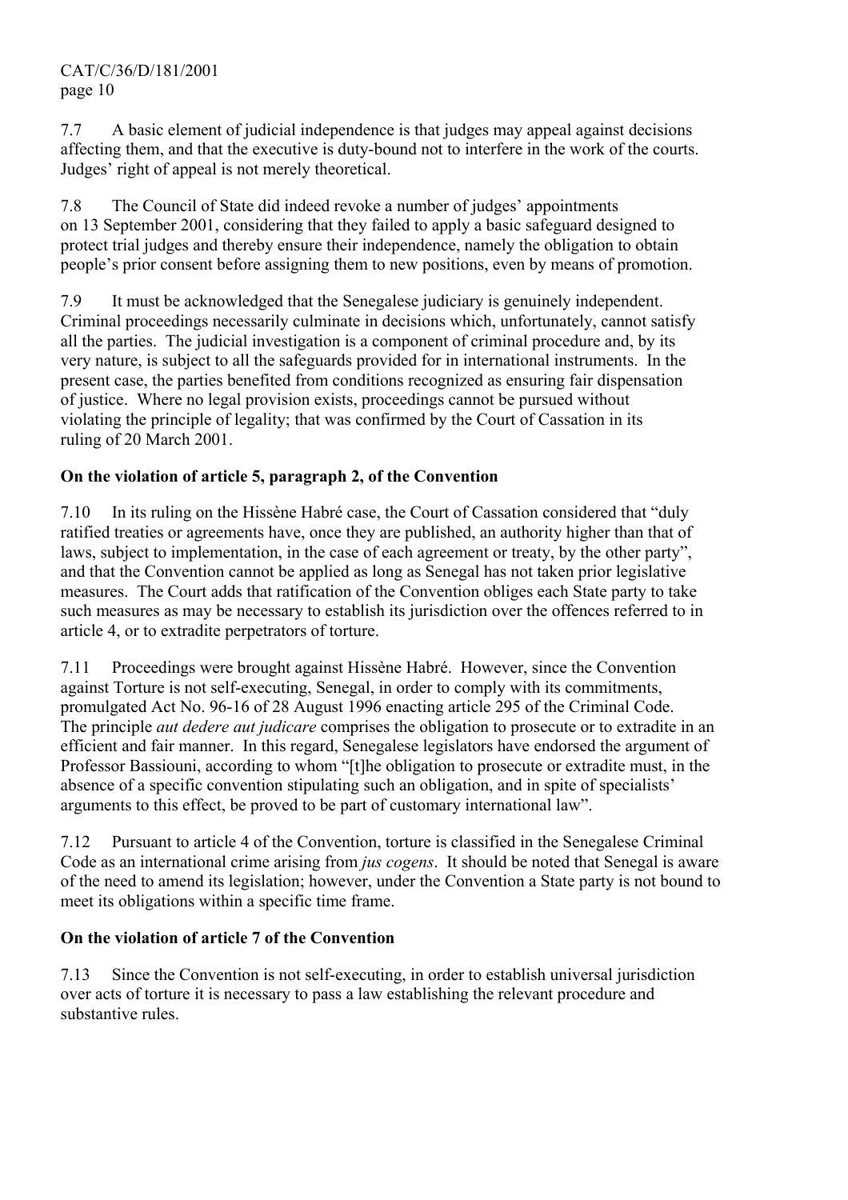7.7 A basic element of judicial independence is that judges may appeal against decisions affecting them, and that the executive is duty-bound not to interfere in the work of the courts. Judges' right of appeal is not merely theoretical.

7.8 The Council of State did indeed revoke a number of judges' appointments on 13 September 2001, considering that they failed to apply a basic safeguard designed to protect trial judges and thereby ensure their independence, namely the obligation to obtain people's prior consent before assigning them to new positions, even by means of promotion.

7.9 It must be acknowledged that the Senegalese judiciary is genuinely independent. Criminal proceedings necessarily culminate in decisions which, unfortunately, cannot satisfy all the parties. The judicial investigation is a component of criminal procedure and, by its very nature, is subject to all the safeguards provided for in international instruments. In the present case, the parties benefited from conditions recognized as ensuring fair dispensation of justice. Where no legal provision exists, proceedings cannot be pursued without violating the principle of legality; that was confirmed by the Court of Cassation in its ruling of 20 March 2001.

**On the violation of article 5, paragraph 2, of the Convention**

7.10 In its ruling on the Hissène Habré case, the Court of Cassation considered that "duly ratified treaties or agreements have, once they are published, an authority higher than that of laws, subject to implementation, in the case of each agreement or treaty, by the other party", and that the Convention cannot be applied as long as Senegal has not taken prior legislative measures. The Court adds that ratification of the Convention obliges each State party to take such measures as may be necessary to establish its jurisdiction over the offences referred to in article 4, or to extradite perpetrators of torture.

7.11 Proceedings were brought against Hissène Habré. However, since the Convention against Torture is not self-executing, Senegal, in order to comply with its commitments, promulgated Act No. 96-16 of 28 August 1996 enacting article 295 of the Criminal Code. The principle *aut dedere aut judicare* comprises the obligation to prosecute or to extradite in an efficient and fair manner. In this regard, Senegalese legislators have endorsed the argument of Professor Bassiouni, according to whom "[t]he obligation to prosecute or extradite must, in the absence of a specific convention stipulating such an obligation, and in spite of specialists' arguments to this effect, be proved to be part of customary international law".

7.12 Pursuant to article 4 of the Convention, torture is classified in the Senegalese Criminal Code as an international crime arising from *jus cogens*. It should be noted that Senegal is aware of the need to amend its legislation; however, under the Convention a State party is not bound to meet its obligations within a specific time frame.

**On the violation of article 7 of the Convention**

7.13 Since the Convention is not self-executing, in order to establish universal jurisdiction over acts of torture it is necessary to pass a law establishing the relevant procedure and substantive rules.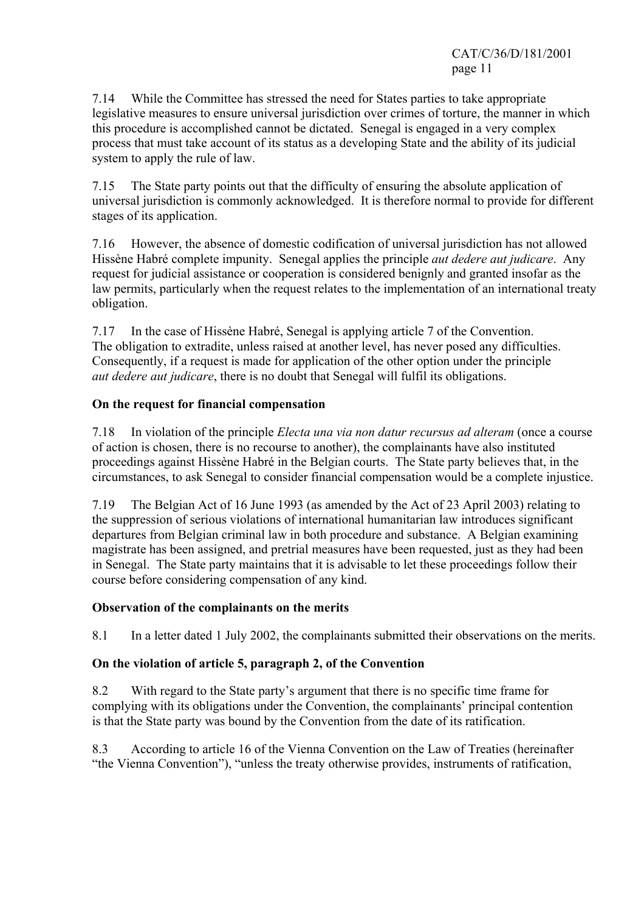7.14 While the Committee has stressed the need for States parties to take appropriate legislative measures to ensure universal jurisdiction over crimes of torture, the manner in which this procedure is accomplished cannot be dictated. Senegal is engaged in a very complex process that must take account of its status as a developing State and the ability of its judicial system to apply the rule of law.

7.15 The State party points out that the difficulty of ensuring the absolute application of universal jurisdiction is commonly acknowledged. It is therefore normal to provide for different stages of its application.

7.16 However, the absence of domestic codification of universal jurisdiction has not allowed Hissène Habré complete impunity. Senegal applies the principle *aut dedere aut judicare*. Any request for judicial assistance or cooperation is considered benignly and granted insofar as the law permits, particularly when the request relates to the implementation of an international treaty obligation.

7.17 In the case of Hissène Habré, Senegal is applying article 7 of the Convention. The obligation to extradite, unless raised at another level, has never posed any difficulties. Consequently, if a request is made for application of the other option under the principle *aut dedere aut judicare*, there is no doubt that Senegal will fulfil its obligations.

**On the request for financial compensation**

7.18 In violation of the principle *Electa una via non datur recursus ad alteram* (once a course of action is chosen, there is no recourse to another), the complainants have also instituted proceedings against Hissène Habré in the Belgian courts. The State party believes that, in the circumstances, to ask Senegal to consider financial compensation would be a complete injustice.

7.19 The Belgian Act of 16 June 1993 (as amended by the Act of 23 April 2003) relating to the suppression of serious violations of international humanitarian law introduces significant departures from Belgian criminal law in both procedure and substance. A Belgian examining magistrate has been assigned, and pretrial measures have been requested, just as they had been in Senegal. The State party maintains that it is advisable to let these proceedings follow their course before considering compensation of any kind.

**Observation of the complainants on the merits**

8.1 In a letter dated 1 July 2002, the complainants submitted their observations on the merits.

**On the violation of article 5, paragraph 2, of the Convention**

8.2 With regard to the State party's argument that there is no specific time frame for complying with its obligations under the Convention, the complainants' principal contention is that the State party was bound by the Convention from the date of its ratification.

8.3 According to article 16 of the Vienna Convention on the Law of Treaties (hereinafter "the Vienna Convention"), "unless the treaty otherwise provides, instruments of ratification,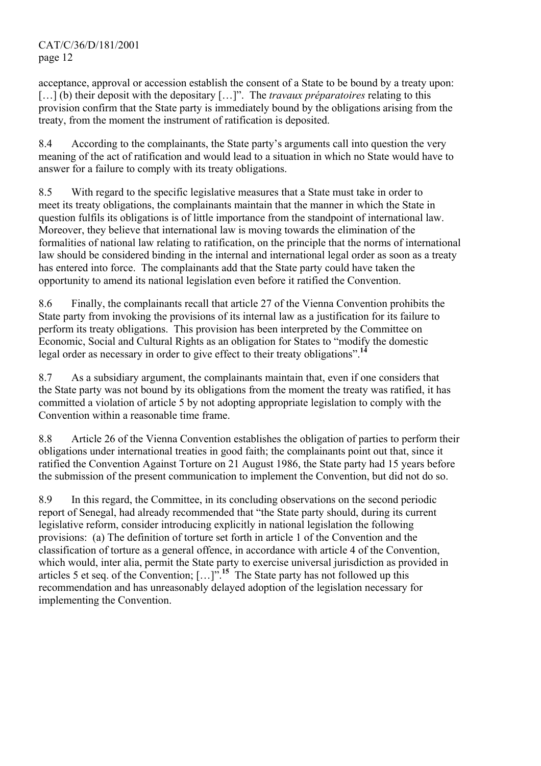acceptance, approval or accession establish the consent of a State to be bound by a treaty upon: […] (b) their deposit with the depositary […]". The *travaux préparatoires* relating to this provision confirm that the State party is immediately bound by the obligations arising from the treaty, from the moment the instrument of ratification is deposited.

8.4 According to the complainants, the State party's arguments call into question the very meaning of the act of ratification and would lead to a situation in which no State would have to answer for a failure to comply with its treaty obligations.

8.5 With regard to the specific legislative measures that a State must take in order to meet its treaty obligations, the complainants maintain that the manner in which the State in question fulfils its obligations is of little importance from the standpoint of international law. Moreover, they believe that international law is moving towards the elimination of the formalities of national law relating to ratification, on the principle that the norms of international law should be considered binding in the internal and international legal order as soon as a treaty has entered into force. The complainants add that the State party could have taken the opportunity to amend its national legislation even before it ratified the Convention.

8.6 Finally, the complainants recall that article 27 of the Vienna Convention prohibits the State party from invoking the provisions of its internal law as a justification for its failure to perform its treaty obligations. This provision has been interpreted by the Committee on Economic, Social and Cultural Rights as an obligation for States to "modify the domestic legal order as necessary in order to give effect to their treaty obligations".[14]

8.7 As a subsidiary argument, the complainants maintain that, even if one considers that the State party was not bound by its obligations from the moment the treaty was ratified, it has committed a violation of article 5 by not adopting appropriate legislation to comply with the Convention within a reasonable time frame.

8.8 Article 26 of the Vienna Convention establishes the obligation of parties to perform their obligations under international treaties in good faith; the complainants point out that, since it ratified the Convention Against Torture on 21 August 1986, the State party had 15 years before the submission of the present communication to implement the Convention, but did not do so.

8.9 In this regard, the Committee, in its concluding observations on the second periodic report of Senegal, had already recommended that "the State party should, during its current legislative reform, consider introducing explicitly in national legislation the following provisions: (a) The definition of torture set forth in article 1 of the Convention and the classification of torture as a general offence, in accordance with article 4 of the Convention, which would, inter alia, permit the State party to exercise universal jurisdiction as provided in articles 5 et seq. of the Convention; […]".[15] The State party has not followed up this recommendation and has unreasonably delayed adoption of the legislation necessary for implementing the Convention.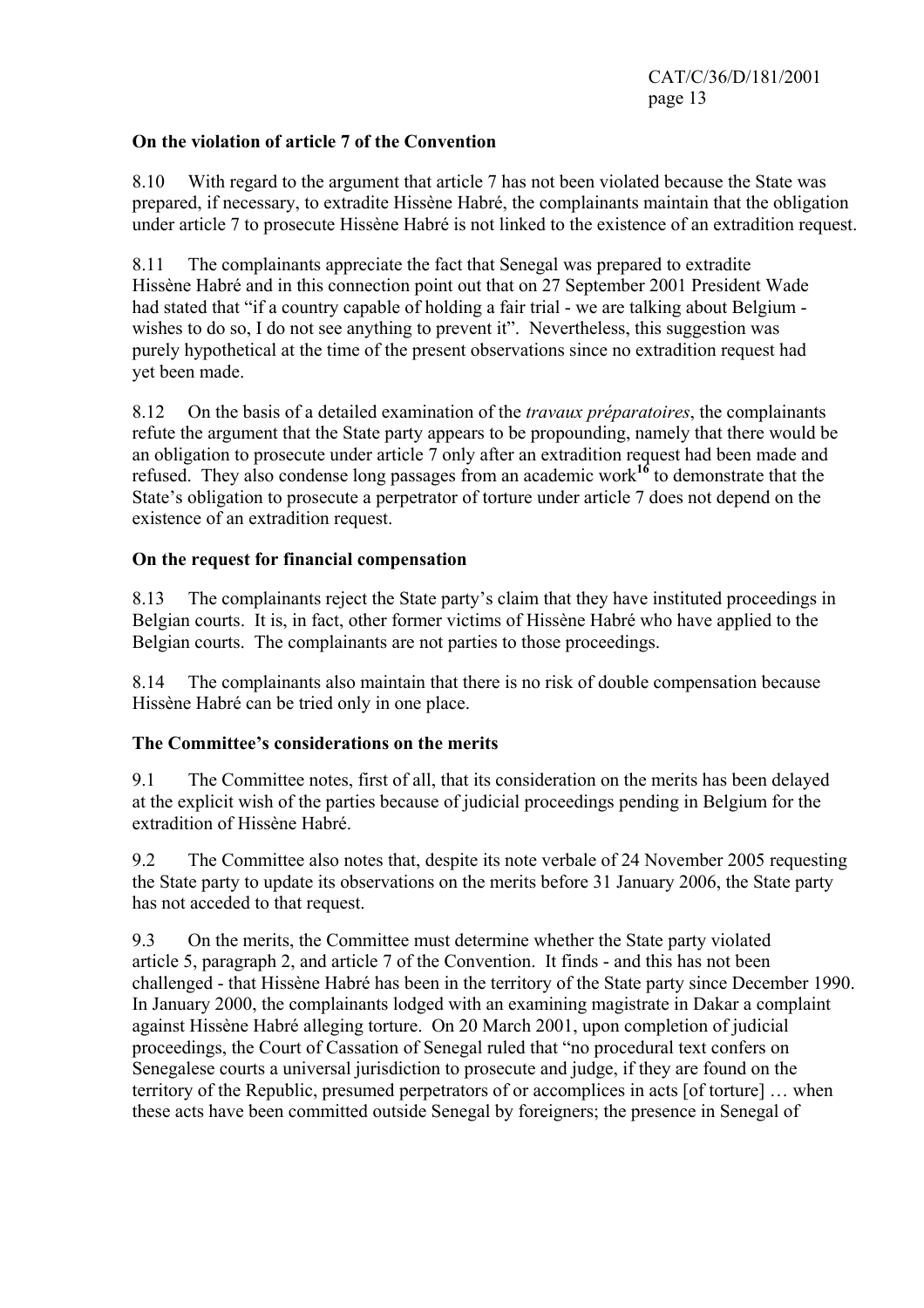**On the violation of article 7 of the Convention**

8.10 With regard to the argument that article 7 has not been violated because the State was prepared, if necessary, to extradite Hissène Habré, the complainants maintain that the obligation under article 7 to prosecute Hissène Habré is not linked to the existence of an extradition request.

8.11 The complainants appreciate the fact that Senegal was prepared to extradite Hissène Habré and in this connection point out that on 27 September 2001 President Wade had stated that "if a country capable of holding a fair trial - we are talking about Belgium - wishes to do so, I do not see anything to prevent it". Nevertheless, this suggestion was purely hypothetical at the time of the present observations since no extradition request had yet been made.

8.12 On the basis of a detailed examination of the *travaux préparatoires*, the complainants refute the argument that the State party appears to be propounding, namely that there would be an obligation to prosecute under article 7 only after an extradition request had been made and refused. They also condense long passages from an academic work[16] to demonstrate that the State's obligation to prosecute a perpetrator of torture under article 7 does not depend on the existence of an extradition request.

**On the request for financial compensation**

8.13 The complainants reject the State party's claim that they have instituted proceedings in Belgian courts. It is, in fact, other former victims of Hissène Habré who have applied to the Belgian courts. The complainants are not parties to those proceedings.

8.14 The complainants also maintain that there is no risk of double compensation because Hissène Habré can be tried only in one place.

**The Committee's considerations on the merits**

9.1 The Committee notes, first of all, that its consideration on the merits has been delayed at the explicit wish of the parties because of judicial proceedings pending in Belgium for the extradition of Hissène Habré.

9.2 The Committee also notes that, despite its note verbale of 24 November 2005 requesting the State party to update its observations on the merits before 31 January 2006, the State party has not acceded to that request.

9.3 On the merits, the Committee must determine whether the State party violated article 5, paragraph 2, and article 7 of the Convention. It finds - and this has not been challenged - that Hissène Habré has been in the territory of the State party since December 1990. In January 2000, the complainants lodged with an examining magistrate in Dakar a complaint against Hissène Habré alleging torture. On 20 March 2001, upon completion of judicial proceedings, the Court of Cassation of Senegal ruled that "no procedural text confers on Senegalese courts a universal jurisdiction to prosecute and judge, if they are found on the territory of the Republic, presumed perpetrators of or accomplices in acts [of torture] … when these acts have been committed outside Senegal by foreigners; the presence in Senegal of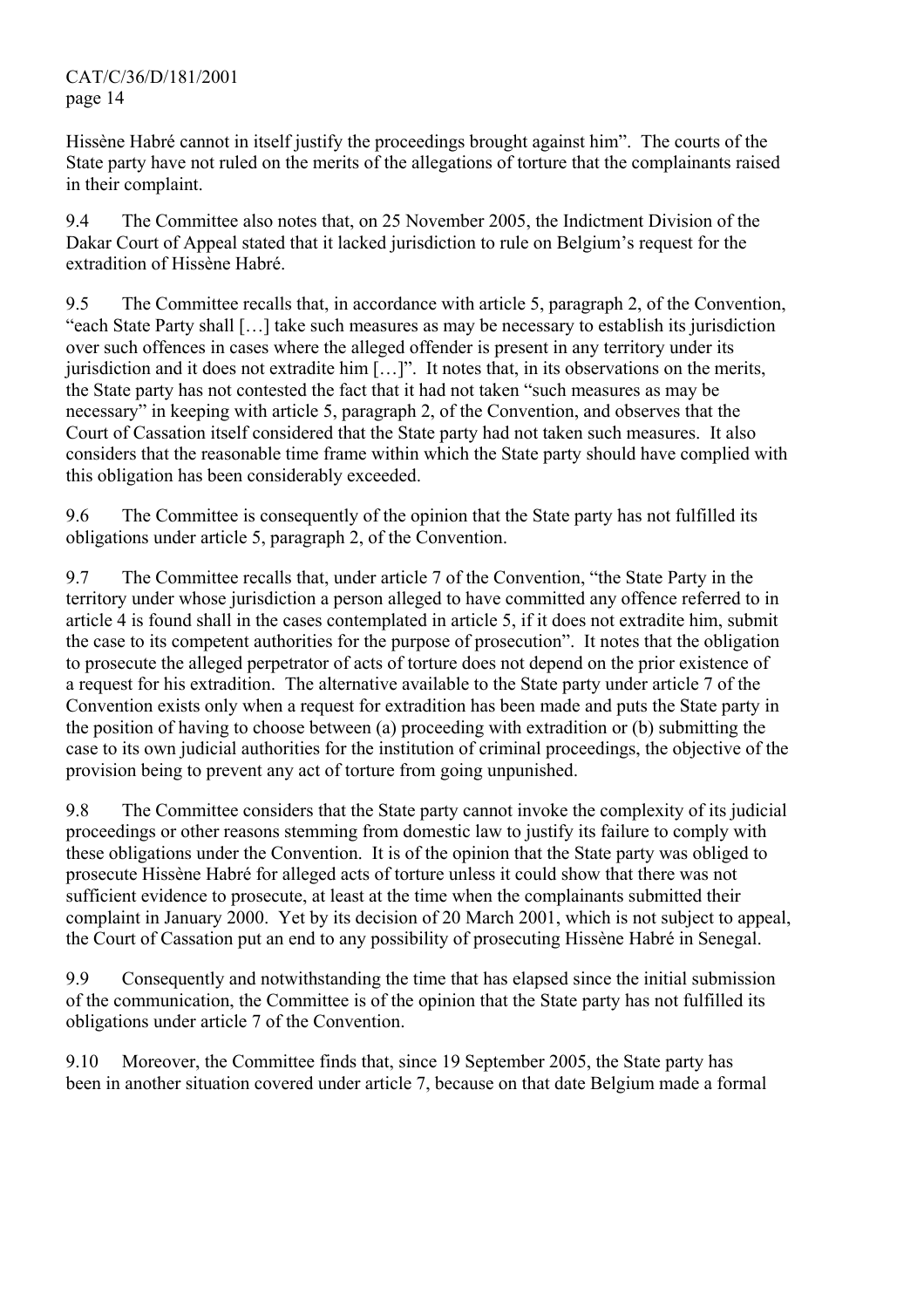Hissène Habré cannot in itself justify the proceedings brought against him". The courts of the State party have not ruled on the merits of the allegations of torture that the complainants raised in their complaint.

9.4 The Committee also notes that, on 25 November 2005, the Indictment Division of the Dakar Court of Appeal stated that it lacked jurisdiction to rule on Belgium's request for the extradition of Hissène Habré.

9.5 The Committee recalls that, in accordance with article 5, paragraph 2, of the Convention, "each State Party shall […] take such measures as may be necessary to establish its jurisdiction over such offences in cases where the alleged offender is present in any territory under its jurisdiction and it does not extradite him […]". It notes that, in its observations on the merits, the State party has not contested the fact that it had not taken "such measures as may be necessary" in keeping with article 5, paragraph 2, of the Convention, and observes that the Court of Cassation itself considered that the State party had not taken such measures. It also considers that the reasonable time frame within which the State party should have complied with this obligation has been considerably exceeded.

9.6 The Committee is consequently of the opinion that the State party has not fulfilled its obligations under article 5, paragraph 2, of the Convention.

9.7 The Committee recalls that, under article 7 of the Convention, "the State Party in the territory under whose jurisdiction a person alleged to have committed any offence referred to in article 4 is found shall in the cases contemplated in article 5, if it does not extradite him, submit the case to its competent authorities for the purpose of prosecution". It notes that the obligation to prosecute the alleged perpetrator of acts of torture does not depend on the prior existence of a request for his extradition. The alternative available to the State party under article 7 of the Convention exists only when a request for extradition has been made and puts the State party in the position of having to choose between (a) proceeding with extradition or (b) submitting the case to its own judicial authorities for the institution of criminal proceedings, the objective of the provision being to prevent any act of torture from going unpunished.

9.8 The Committee considers that the State party cannot invoke the complexity of its judicial proceedings or other reasons stemming from domestic law to justify its failure to comply with these obligations under the Convention. It is of the opinion that the State party was obliged to prosecute Hissène Habré for alleged acts of torture unless it could show that there was not sufficient evidence to prosecute, at least at the time when the complainants submitted their complaint in January 2000. Yet by its decision of 20 March 2001, which is not subject to appeal, the Court of Cassation put an end to any possibility of prosecuting Hissène Habré in Senegal.

9.9 Consequently and notwithstanding the time that has elapsed since the initial submission of the communication, the Committee is of the opinion that the State party has not fulfilled its obligations under article 7 of the Convention.

9.10 Moreover, the Committee finds that, since 19 September 2005, the State party has been in another situation covered under article 7, because on that date Belgium made a formal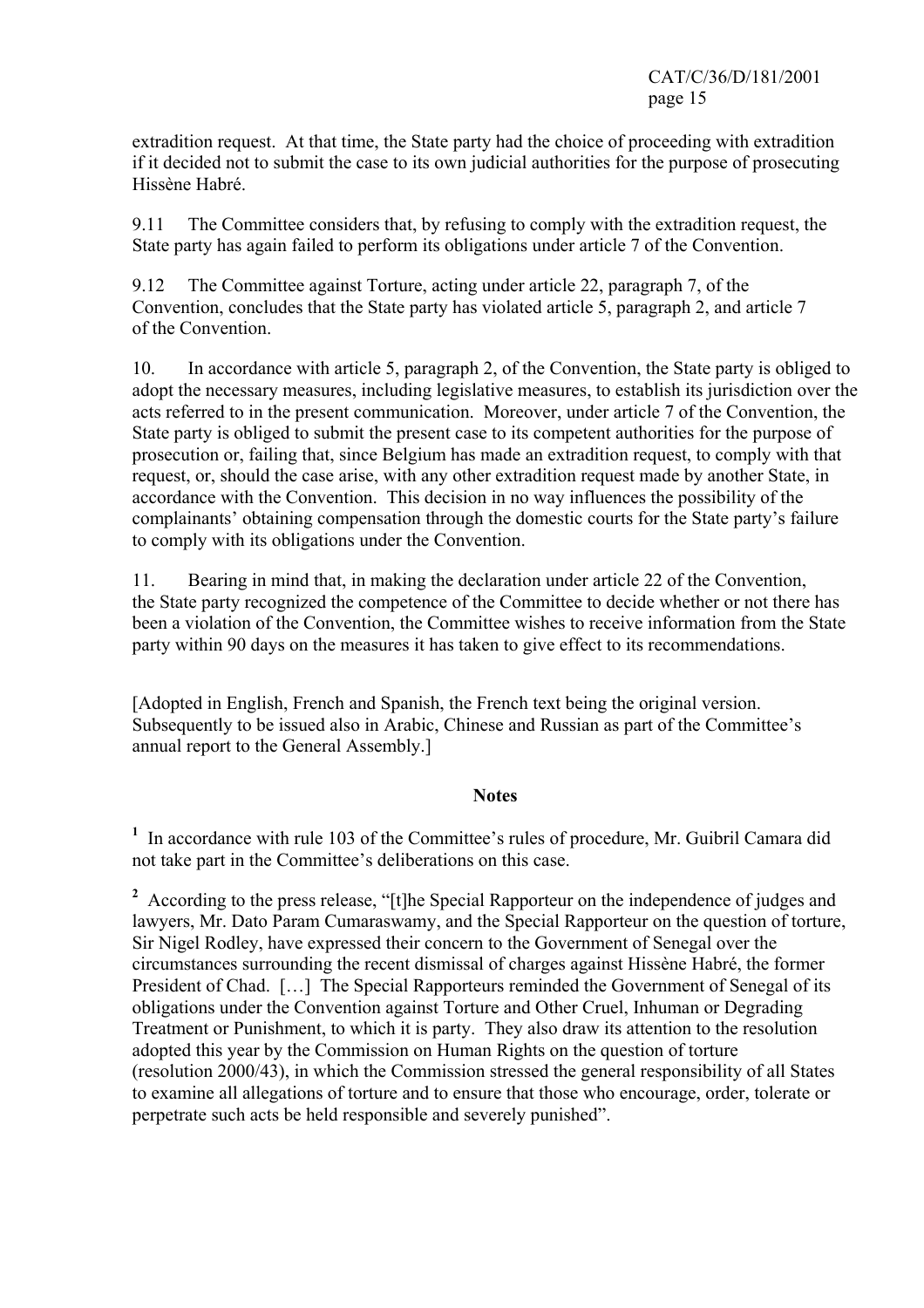extradition request. At that time, the State party had the choice of proceeding with extradition if it decided not to submit the case to its own judicial authorities for the purpose of prosecuting Hissène Habré.

9.11 The Committee considers that, by refusing to comply with the extradition request, the State party has again failed to perform its obligations under article 7 of the Convention.

9.12 The Committee against Torture, acting under article 22, paragraph 7, of the Convention, concludes that the State party has violated article 5, paragraph 2, and article 7 of the Convention.

10. In accordance with article 5, paragraph 2, of the Convention, the State party is obliged to adopt the necessary measures, including legislative measures, to establish its jurisdiction over the acts referred to in the present communication. Moreover, under article 7 of the Convention, the State party is obliged to submit the present case to its competent authorities for the purpose of prosecution or, failing that, since Belgium has made an extradition request, to comply with that request, or, should the case arise, with any other extradition request made by another State, in accordance with the Convention. This decision in no way influences the possibility of the complainants' obtaining compensation through the domestic courts for the State party's failure to comply with its obligations under the Convention.

11. Bearing in mind that, in making the declaration under article 22 of the Convention, the State party recognized the competence of the Committee to decide whether or not there has been a violation of the Convention, the Committee wishes to receive information from the State party within 90 days on the measures it has taken to give effect to its recommendations.

[Adopted in English, French and Spanish, the French text being the original version. Subsequently to be issued also in Arabic, Chinese and Russian as part of the Committee's annual report to the General Assembly.]

**Notes**

[1] In accordance with rule 103 of the Committee's rules of procedure, Mr. Guibril Camara did not take part in the Committee's deliberations on this case.

[2] According to the press release, "[t]he Special Rapporteur on the independence of judges and lawyers, Mr. Dato Param Cumaraswamy, and the Special Rapporteur on the question of torture, Sir Nigel Rodley, have expressed their concern to the Government of Senegal over the circumstances surrounding the recent dismissal of charges against Hissène Habré, the former President of Chad. […] The Special Rapporteurs reminded the Government of Senegal of its obligations under the Convention against Torture and Other Cruel, Inhuman or Degrading Treatment or Punishment, to which it is party. They also draw its attention to the resolution adopted this year by the Commission on Human Rights on the question of torture (resolution 2000/43), in which the Commission stressed the general responsibility of all States to examine all allegations of torture and to ensure that those who encourage, order, tolerate or perpetrate such acts be held responsible and severely punished".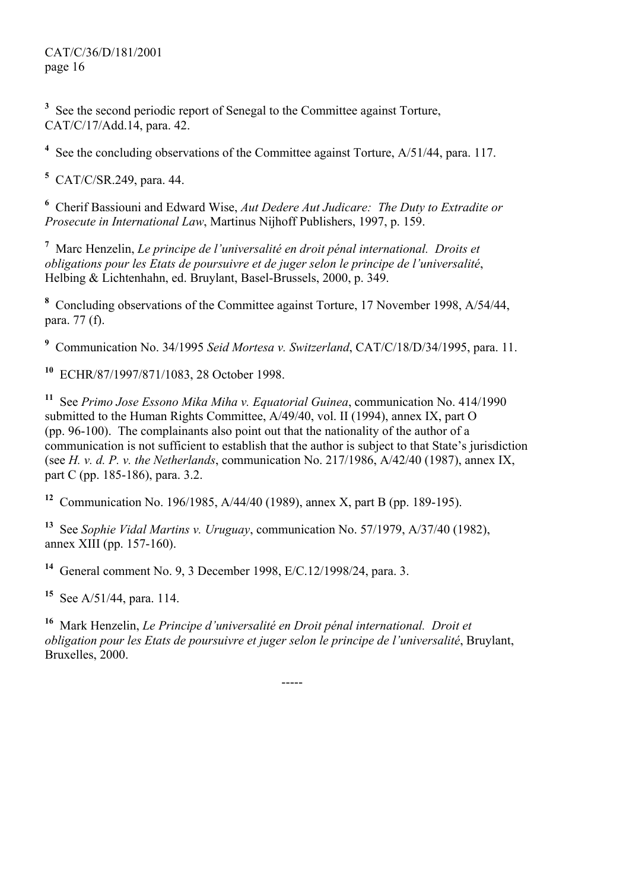[3] See the second periodic report of Senegal to the Committee against Torture, CAT/C/17/Add.14, para. 42.

[4] See the concluding observations of the Committee against Torture, A/51/44, para. 117.

[5] CAT/C/SR.249, para. 44.

[6] Cherif Bassiouni and Edward Wise, *Aut Dedere Aut Judicare: The Duty to Extradite or Prosecute in International Law*, Martinus Nijhoff Publishers, 1997, p. 159.

[7] Marc Henzelin, *Le principe de l'universalité en droit pénal international. Droits et obligations pour les Etats de poursuivre et de juger selon le principe de l'universalité*, Helbing & Lichtenhahn, ed. Bruylant, Basel-Brussels, 2000, p. 349.

[8] Concluding observations of the Committee against Torture, 17 November 1998, A/54/44, para. 77 (f).

[9] Communication No. 34/1995 *Seid Mortesa v. Switzerland*, CAT/C/18/D/34/1995, para. 11.

[10] ECHR/87/1997/871/1083, 28 October 1998.

[11] See *Primo Jose Essono Mika Miha v. Equatorial Guinea*, communication No. 414/1990 submitted to the Human Rights Committee, A/49/40, vol. II (1994), annex IX, part O (pp. 96-100). The complainants also point out that the nationality of the author of a communication is not sufficient to establish that the author is subject to that State's jurisdiction (see *H. v. d. P. v. the Netherlands*, communication No. 217/1986, A/42/40 (1987), annex IX, part C (pp. 185-186), para. 3.2.

[12] Communication No. 196/1985, A/44/40 (1989), annex X, part B (pp. 189-195).

[13] See *Sophie Vidal Martins v. Uruguay*, communication No. 57/1979, A/37/40 (1982), annex XIII (pp. 157-160).

[14] General comment No. 9, 3 December 1998, E/C.12/1998/24, para. 3.

[15] See A/51/44, para. 114.

[16] Mark Henzelin, *Le Principe d'universalité en Droit pénal international. Droit et obligation pour les Etats de poursuivre et juger selon le principe de l'universalité*, Bruylant, Bruxelles, 2000.

-----